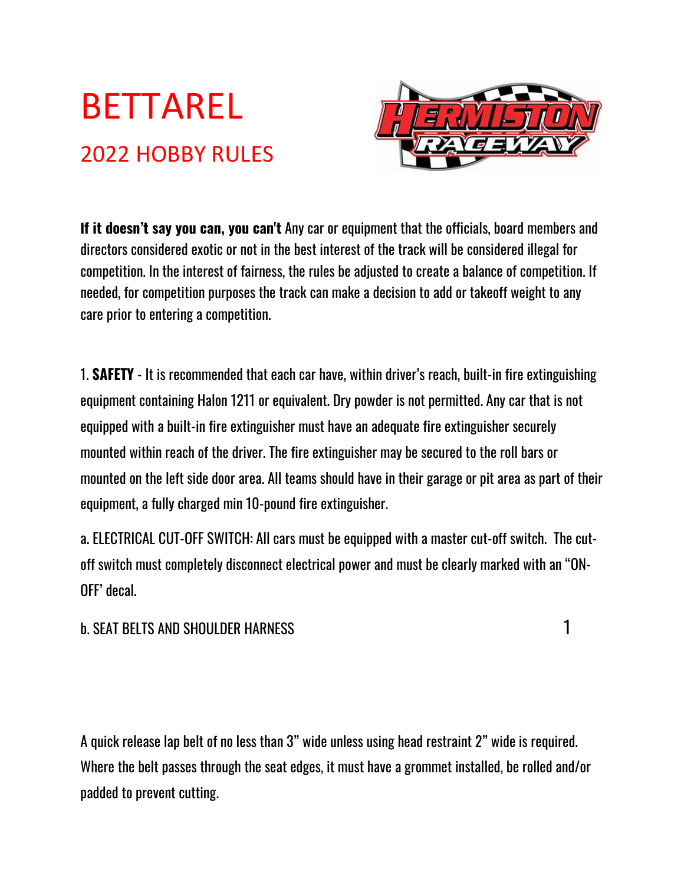# BETTAREL

## 2022 HOBBY RULES

**If it doesn't say you can, you can't** Any car or equipment that the officials, board members and directors considered exotic or not in the best interest of the track will be considered illegal for competition. In the interest of fairness, the rules be adjusted to create a balance of competition. If needed, for competition purposes the track can make a decision to add or takeoff weight to any care prior to entering a competition.

1. **SAFETY** - It is recommended that each car have, within driver's reach, built-in fire extinguishing equipment containing Halon 1211 or equivalent. Dry powder is not permitted. Any car that is not equipped with a built-in fire extinguisher must have an adequate fire extinguisher securely mounted within reach of the driver. The fire extinguisher may be secured to the roll bars or mounted on the left side door area. All teams should have in their garage or pit area as part of their equipment, a fully charged min 10-pound fire extinguisher.

a. ELECTRICAL CUT-OFF SWITCH: All cars must be equipped with a master cut-off switch. The cut-off switch must completely disconnect electrical power and must be clearly marked with an "ON-OFF' decal.

b. SEAT BELTS AND SHOULDER HARNESS

A quick release lap belt of no less than 3" wide unless using head restraint 2" wide is required. Where the belt passes through the seat edges, it must have a grommet installed, be rolled and/or padded to prevent cutting.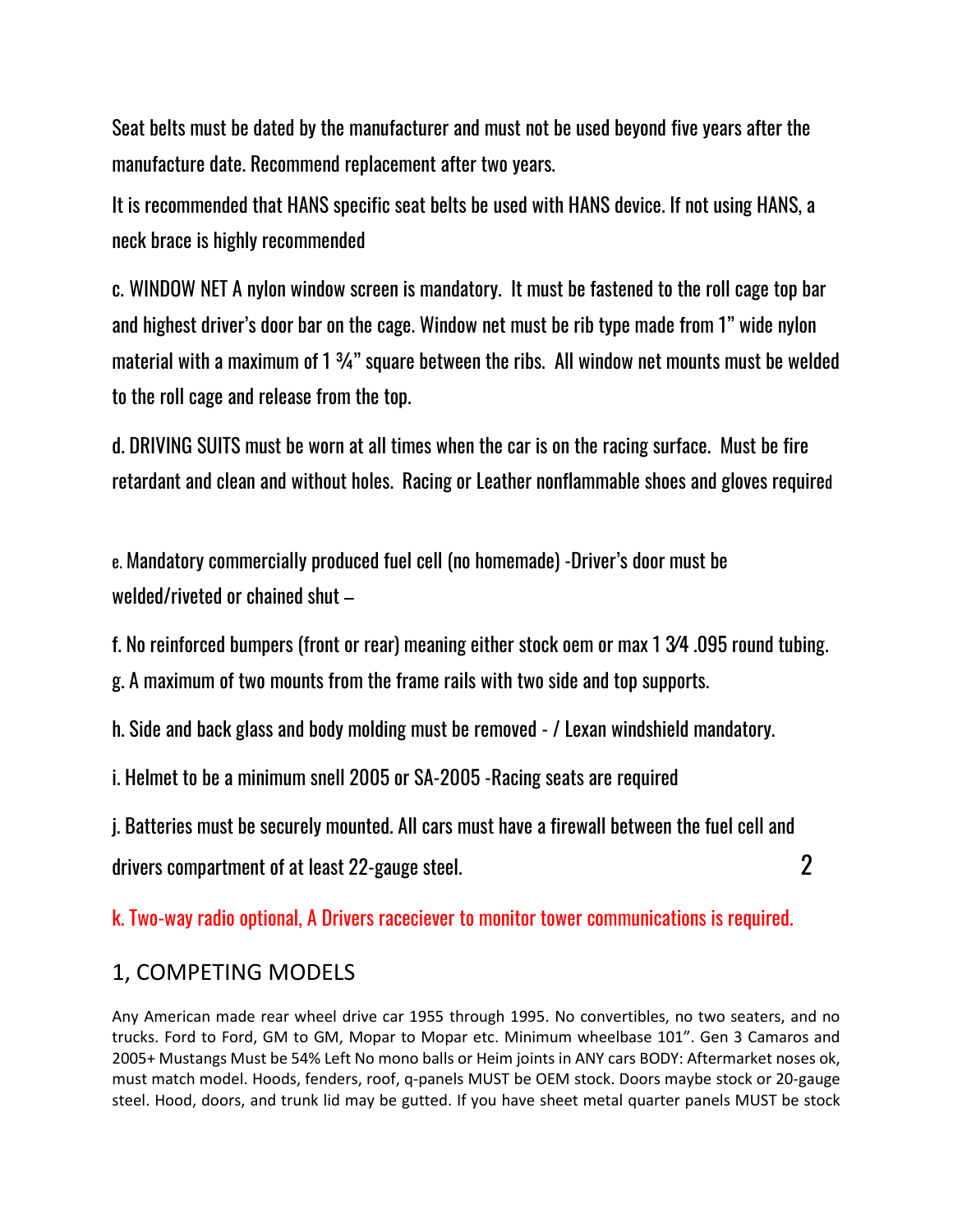Seat belts must be dated by the manufacturer and must not be used beyond five years after the manufacture date. Recommend replacement after two years.

It is recommended that HANS specific seat belts be used with HANS device. If not using HANS, a neck brace is highly recommended

c. WINDOW NET A nylon window screen is mandatory. It must be fastened to the roll cage top bar and highest driver's door bar on the cage. Window net must be rib type made from 1" wide nylon material with a maximum of 1 ¾" square between the ribs. All window net mounts must be welded to the roll cage and release from the top.

d. DRIVING SUITS must be worn at all times when the car is on the racing surface. Must be fire retardant and clean and without holes. Racing or Leather nonflammable shoes and gloves required

e. Mandatory commercially produced fuel cell (no homemade) -Driver's door must be welded/riveted or chained shut –

f. No reinforced bumpers (front or rear) meaning either stock oem or max 1 3⁄4 .095 round tubing.

g. A maximum of two mounts from the frame rails with two side and top supports.

h. Side and back glass and body molding must be removed - / Lexan windshield mandatory.

i. Helmet to be a minimum snell 2005 or SA-2005 -Racing seats are required

j. Batteries must be securely mounted. All cars must have a firewall between the fuel cell and drivers compartment of at least 22-gauge steel.

k. Two-way radio optional, A Drivers raceciever to monitor tower communications is required.

## 1, COMPETING MODELS

Any American made rear wheel drive car 1955 through 1995. No convertibles, no two seaters, and no trucks. Ford to Ford, GM to GM, Mopar to Mopar etc. Minimum wheelbase 101". Gen 3 Camaros and 2005+ Mustangs Must be 54% Left No mono balls or Heim joints in ANY cars BODY: Aftermarket noses ok, must match model. Hoods, fenders, roof, q-panels MUST be OEM stock. Doors maybe stock or 20-gauge steel. Hood, doors, and trunk lid may be gutted. If you have sheet metal quarter panels MUST be stock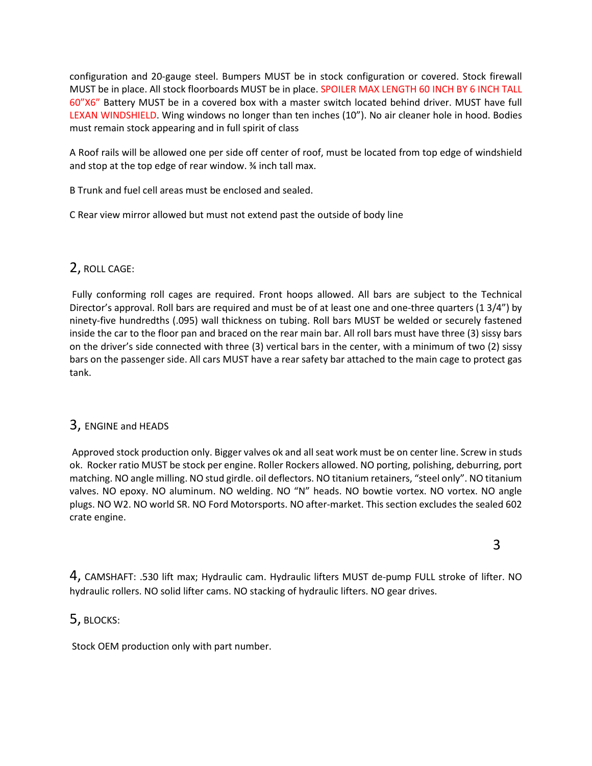configuration and 20-gauge steel. Bumpers MUST be in stock configuration or covered. Stock firewall MUST be in place. All stock floorboards MUST be in place. SPOILER MAX LENGTH 60 INCH BY 6 INCH TALL 60"X6" Battery MUST be in a covered box with a master switch located behind driver. MUST have full LEXAN WINDSHIELD. Wing windows no longer than ten inches (10"). No air cleaner hole in hood. Bodies must remain stock appearing and in full spirit of class

A Roof rails will be allowed one per side off center of roof, must be located from top edge of windshield and stop at the top edge of rear window. ¾ inch tall max.

B Trunk and fuel cell areas must be enclosed and sealed.

C Rear view mirror allowed but must not extend past the outside of body line

## 2, ROLL CAGE:

Fully conforming roll cages are required. Front hoops allowed. All bars are subject to the Technical Director's approval. Roll bars are required and must be of at least one and one-three quarters (1 3/4") by ninety-five hundredths (.095) wall thickness on tubing. Roll bars MUST be welded or securely fastened inside the car to the floor pan and braced on the rear main bar. All roll bars must have three (3) sissy bars on the driver's side connected with three (3) vertical bars in the center, with a minimum of two (2) sissy bars on the passenger side. All cars MUST have a rear safety bar attached to the main cage to protect gas tank.

## 3, ENGINE and HEADS

Approved stock production only. Bigger valves ok and all seat work must be on center line. Screw in studs ok. Rocker ratio MUST be stock per engine. Roller Rockers allowed. NO porting, polishing, deburring, port matching. NO angle milling. NO stud girdle. oil deflectors. NO titanium retainers, "steel only". NO titanium valves. NO epoxy. NO aluminum. NO welding. NO "N" heads. NO bowtie vortex. NO vortex. NO angle plugs. NO W2. NO world SR. NO Ford Motorsports. NO after-market. This section excludes the sealed 602 crate engine.

## 4, CAMSHAFT: .530 lift max; Hydraulic cam. Hydraulic lifters MUST de-pump FULL stroke of lifter. NO hydraulic rollers. NO solid lifter cams. NO stacking of hydraulic lifters. NO gear drives.

## 5, BLOCKS:

Stock OEM production only with part number.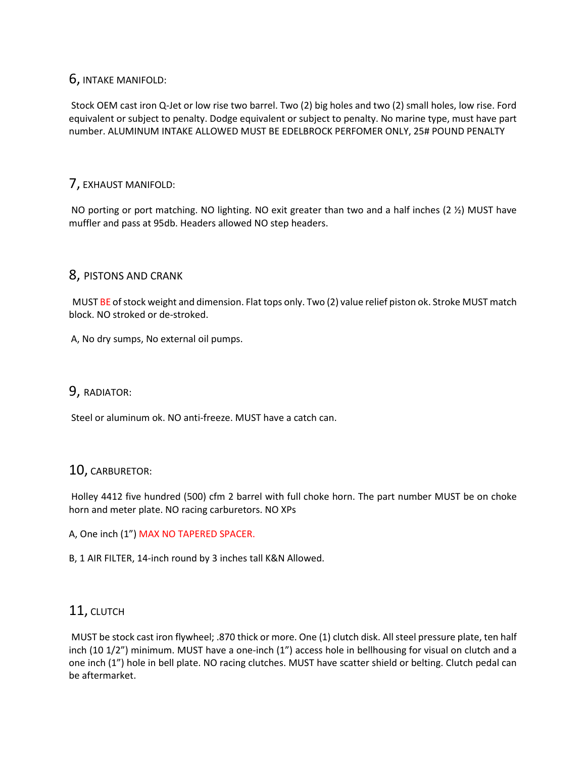## 6, INTAKE MANIFOLD:

Stock OEM cast iron Q-Jet or low rise two barrel. Two (2) big holes and two (2) small holes, low rise. Ford equivalent or subject to penalty. Dodge equivalent or subject to penalty. No marine type, must have part number. ALUMINUM INTAKE ALLOWED MUST BE EDELBROCK PERFOMER ONLY, 25# POUND PENALTY

## 7, EXHAUST MANIFOLD:

NO porting or port matching. NO lighting. NO exit greater than two and a half inches (2 ½) MUST have muffler and pass at 95db. Headers allowed NO step headers.

## 8, PISTONS AND CRANK

MUST BE of stock weight and dimension. Flat tops only. Two (2) value relief piston ok. Stroke MUST match block. NO stroked or de-stroked.

A, No dry sumps, No external oil pumps.

## 9, RADIATOR:

Steel or aluminum ok. NO anti-freeze. MUST have a catch can.

## 10, CARBURETOR:

Holley 4412 five hundred (500) cfm 2 barrel with full choke horn. The part number MUST be on choke horn and meter plate. NO racing carburetors. NO XPs

A, One inch (1") MAX NO TAPERED SPACER.

B, 1 AIR FILTER, 14-inch round by 3 inches tall K&N Allowed.

## 11, CLUTCH

MUST be stock cast iron flywheel; .870 thick or more. One (1) clutch disk. All steel pressure plate, ten half inch (10 1/2") minimum. MUST have a one-inch (1") access hole in bellhousing for visual on clutch and a one inch (1") hole in bell plate. NO racing clutches. MUST have scatter shield or belting. Clutch pedal can be aftermarket.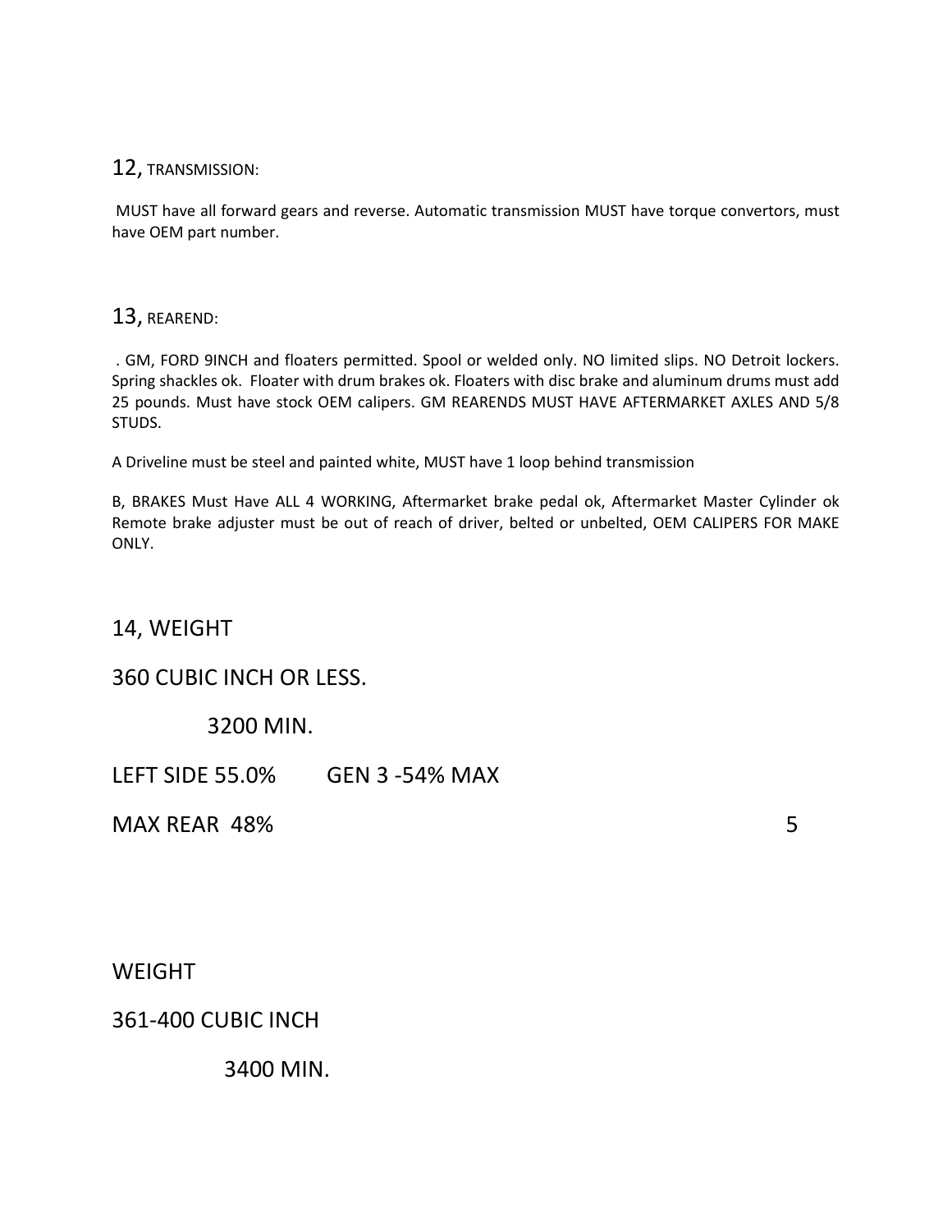## 12, TRANSMISSION:

MUST have all forward gears and reverse. Automatic transmission MUST have torque convertors, must have OEM part number.

## 13, REAREND:

. GM, FORD 9INCH and floaters permitted. Spool or welded only. NO limited slips. NO Detroit lockers. Spring shackles ok. Floater with drum brakes ok. Floaters with disc brake and aluminum drums must add 25 pounds. Must have stock OEM calipers. GM REARENDS MUST HAVE AFTERMARKET AXLES AND 5/8 STUDS.

A Driveline must be steel and painted white, MUST have 1 loop behind transmission

B, BRAKES Must Have ALL 4 WORKING, Aftermarket brake pedal ok, Aftermarket Master Cylinder ok Remote brake adjuster must be out of reach of driver, belted or unbelted, OEM CALIPERS FOR MAKE ONLY.

## 14, WEIGHT

360 CUBIC INCH OR LESS.

3200 MIN.

LEFT SIDE 55.0%     GEN 3 -54% MAX

MAX REAR 48%

WEIGHT

361-400 CUBIC INCH

3400 MIN.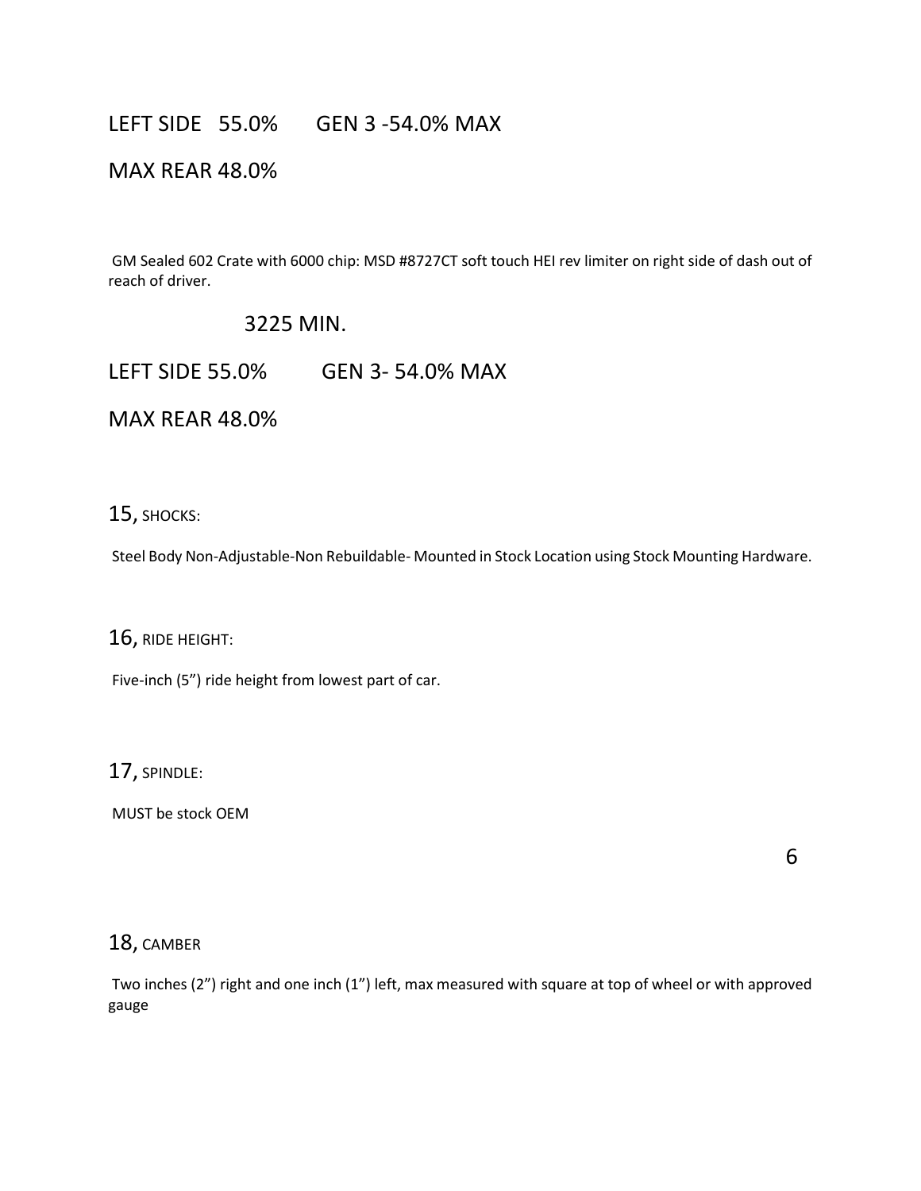LEFT SIDE 55.0% GEN 3 -54.0% MAX

MAX REAR 48.0%

GM Sealed 602 Crate with 6000 chip: MSD #8727CT soft touch HEI rev limiter on right side of dash out of reach of driver.

3225 MIN.

LEFT SIDE 55.0% GEN 3- 54.0% MAX

MAX REAR 48.0%

15, SHOCKS:

Steel Body Non-Adjustable-Non Rebuildable- Mounted in Stock Location using Stock Mounting Hardware.

16, RIDE HEIGHT:

Five-inch (5") ride height from lowest part of car.

17, SPINDLE:

MUST be stock OEM

18, CAMBER

Two inches (2") right and one inch (1") left, max measured with square at top of wheel or with approved gauge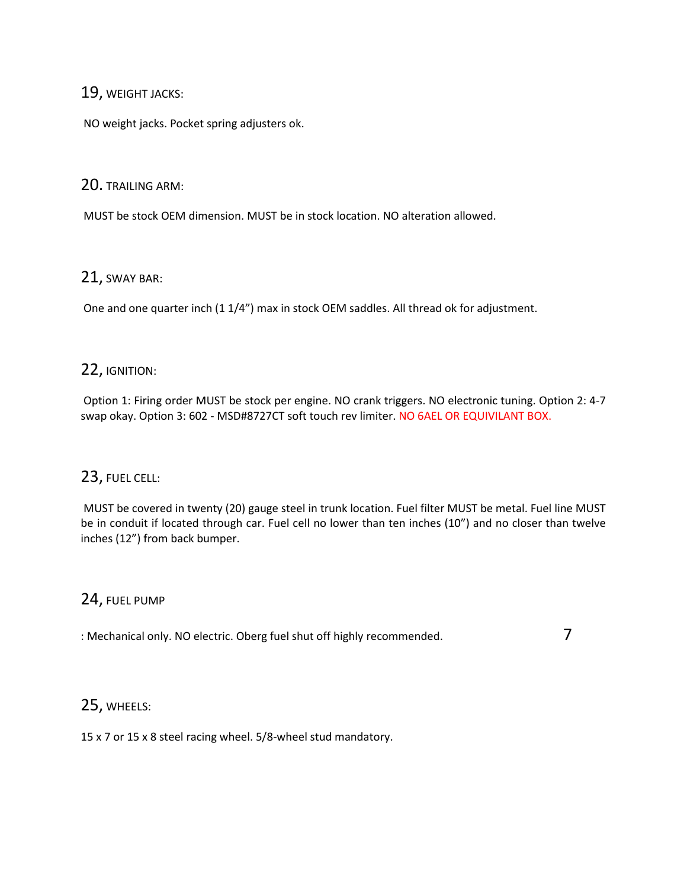## 19, WEIGHT JACKS:

NO weight jacks. Pocket spring adjusters ok.

## 20. TRAILING ARM:

MUST be stock OEM dimension. MUST be in stock location. NO alteration allowed.

## 21, SWAY BAR:

One and one quarter inch (1 1/4") max in stock OEM saddles. All thread ok for adjustment.

## 22, IGNITION:

Option 1: Firing order MUST be stock per engine. NO crank triggers. NO electronic tuning. Option 2: 4-7 swap okay. Option 3: 602 - MSD#8727CT soft touch rev limiter. NO 6AEL OR EQUIVILANT BOX.

## 23, FUEL CELL:

MUST be covered in twenty (20) gauge steel in trunk location. Fuel filter MUST be metal. Fuel line MUST be in conduit if located through car. Fuel cell no lower than ten inches (10") and no closer than twelve inches (12") from back bumper.

## 24, FUEL PUMP

: Mechanical only. NO electric. Oberg fuel shut off highly recommended.

## 25, WHEELS:

15 x 7 or 15 x 8 steel racing wheel. 5/8-wheel stud mandatory.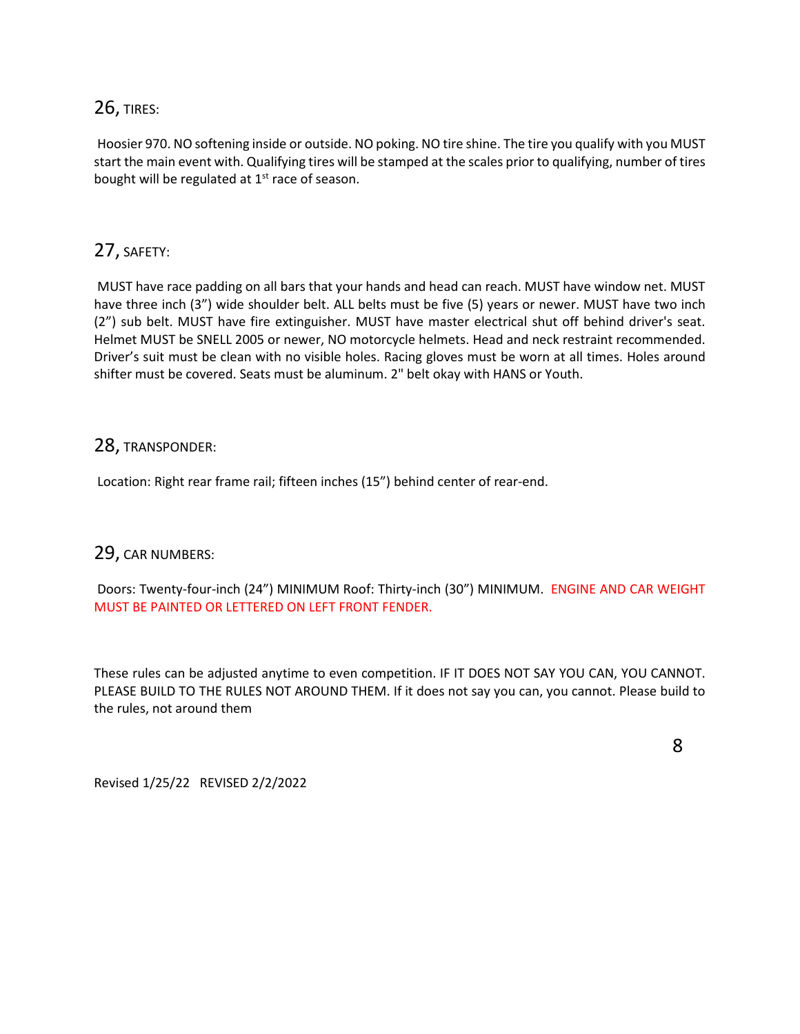## 26, TIRES:

Hoosier 970. NO softening inside or outside. NO poking. NO tire shine. The tire you qualify with you MUST start the main event with. Qualifying tires will be stamped at the scales prior to qualifying, number of tires bought will be regulated at 1st race of season.

## 27, SAFETY:

MUST have race padding on all bars that your hands and head can reach. MUST have window net. MUST have three inch (3") wide shoulder belt. ALL belts must be five (5) years or newer. MUST have two inch (2") sub belt. MUST have fire extinguisher. MUST have master electrical shut off behind driver's seat. Helmet MUST be SNELL 2005 or newer, NO motorcycle helmets. Head and neck restraint recommended. Driver's suit must be clean with no visible holes. Racing gloves must be worn at all times. Holes around shifter must be covered. Seats must be aluminum. 2" belt okay with HANS or Youth.

## 28, TRANSPONDER:

Location: Right rear frame rail; fifteen inches (15") behind center of rear-end.

## 29, CAR NUMBERS:

Doors: Twenty-four-inch (24") MINIMUM Roof: Thirty-inch (30") MINIMUM. ENGINE AND CAR WEIGHT MUST BE PAINTED OR LETTERED ON LEFT FRONT FENDER.

These rules can be adjusted anytime to even competition. IF IT DOES NOT SAY YOU CAN, YOU CANNOT. PLEASE BUILD TO THE RULES NOT AROUND THEM. If it does not say you can, you cannot. Please build to the rules, not around them

Revised 1/25/22 REVISED 2/2/2022